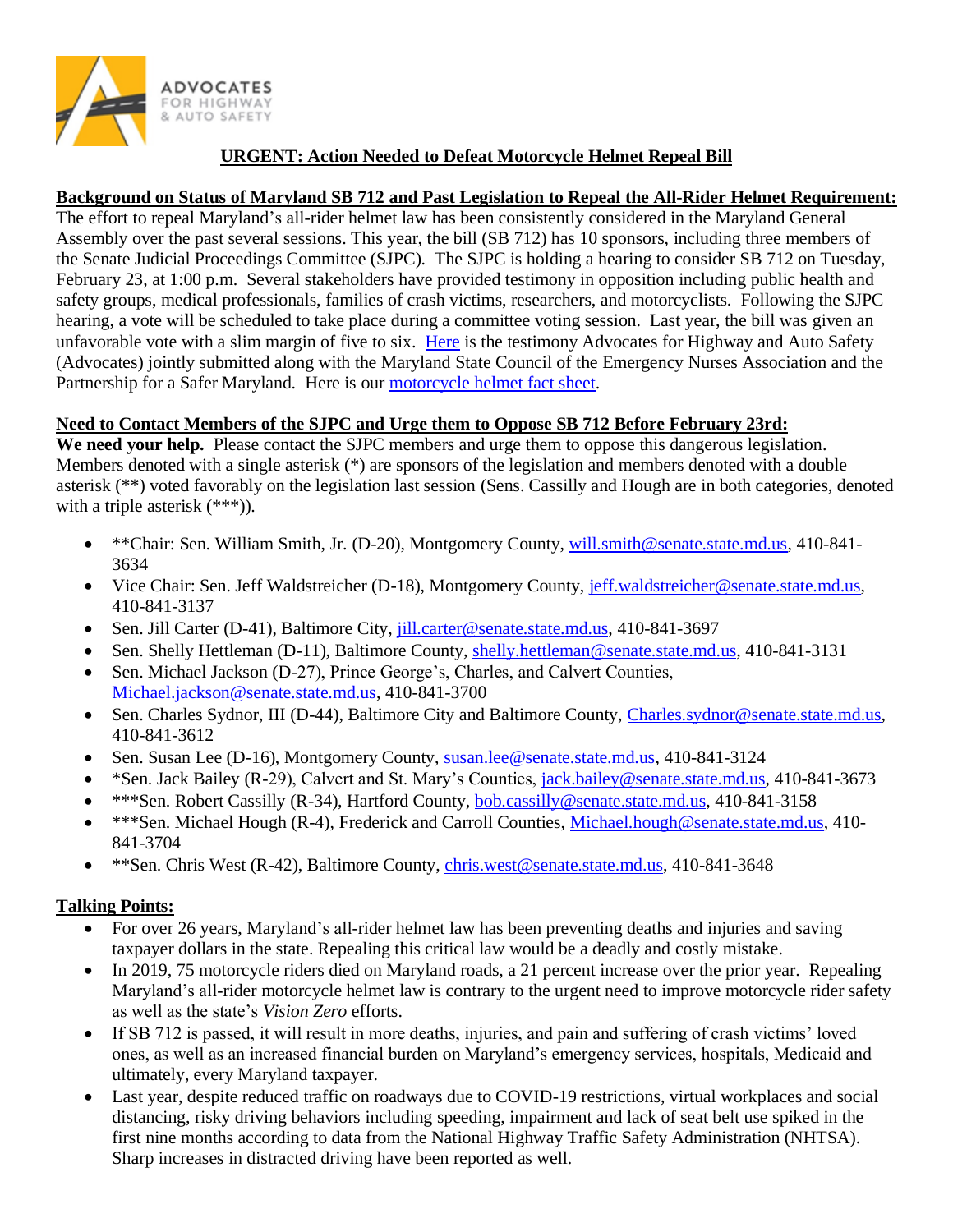ADVOCATES FOR HIGHWAY & AUTO SAFETY

## URGENT: Action Needed to Defeat Motorcycle Helmet Repeal Bill

**Background on Status of Maryland SB 712 and Past Legislation to Repeal the All-Rider Helmet Requirement:**
The effort to repeal Maryland's all-rider helmet law has been consistently considered in the Maryland General Assembly over the past several sessions. This year, the bill (SB 712) has 10 sponsors, including three members of the Senate Judicial Proceedings Committee (SJPC). The SJPC is holding a hearing to consider SB 712 on Tuesday, February 23, at 1:00 p.m. Several stakeholders have provided testimony in opposition including public health and safety groups, medical professionals, families of crash victims, researchers, and motorcyclists. Following the SJPC hearing, a vote will be scheduled to take place during a committee voting session. Last year, the bill was given an unfavorable vote with a slim margin of five to six. Here is the testimony Advocates for Highway and Auto Safety (Advocates) jointly submitted along with the Maryland State Council of the Emergency Nurses Association and the Partnership for a Safer Maryland. Here is our motorcycle helmet fact sheet.

**Need to Contact Members of the SJPC and Urge them to Oppose SB 712 Before February 23rd:**
**We need your help.** Please contact the SJPC members and urge them to oppose this dangerous legislation. Members denoted with a single asterisk (*) are sponsors of the legislation and members denoted with a double asterisk (**) voted favorably on the legislation last session (Sens. Cassilly and Hough are in both categories, denoted with a triple asterisk (***)).

- **Chair: Sen. William Smith, Jr. (D-20), Montgomery County, will.smith@senate.state.md.us, 410-841-3634
- Vice Chair: Sen. Jeff Waldstreicher (D-18), Montgomery County, jeff.waldstreicher@senate.state.md.us, 410-841-3137
- Sen. Jill Carter (D-41), Baltimore City, jill.carter@senate.state.md.us, 410-841-3697
- Sen. Shelly Hettleman (D-11), Baltimore County, shelly.hettleman@senate.state.md.us, 410-841-3131
- Sen. Michael Jackson (D-27), Prince George's, Charles, and Calvert Counties, Michael.jackson@senate.state.md.us, 410-841-3700
- Sen. Charles Sydnor, III (D-44), Baltimore City and Baltimore County, Charles.sydnor@senate.state.md.us, 410-841-3612
- Sen. Susan Lee (D-16), Montgomery County, susan.lee@senate.state.md.us, 410-841-3124
- *Sen. Jack Bailey (R-29), Calvert and St. Mary's Counties, jack.bailey@senate.state.md.us, 410-841-3673
- ***Sen. Robert Cassilly (R-34), Hartford County, bob.cassilly@senate.state.md.us, 410-841-3158
- ***Sen. Michael Hough (R-4), Frederick and Carroll Counties, Michael.hough@senate.state.md.us, 410-841-3704
- **Sen. Chris West (R-42), Baltimore County, chris.west@senate.state.md.us, 410-841-3648

**Talking Points:**

- For over 26 years, Maryland's all-rider helmet law has been preventing deaths and injuries and saving taxpayer dollars in the state. Repealing this critical law would be a deadly and costly mistake.
- In 2019, 75 motorcycle riders died on Maryland roads, a 21 percent increase over the prior year. Repealing Maryland's all-rider motorcycle helmet law is contrary to the urgent need to improve motorcycle rider safety as well as the state's *Vision Zero* efforts.
- If SB 712 is passed, it will result in more deaths, injuries, and pain and suffering of crash victims' loved ones, as well as an increased financial burden on Maryland's emergency services, hospitals, Medicaid and ultimately, every Maryland taxpayer.
- Last year, despite reduced traffic on roadways due to COVID-19 restrictions, virtual workplaces and social distancing, risky driving behaviors including speeding, impairment and lack of seat belt use spiked in the first nine months according to data from the National Highway Traffic Safety Administration (NHTSA). Sharp increases in distracted driving have been reported as well.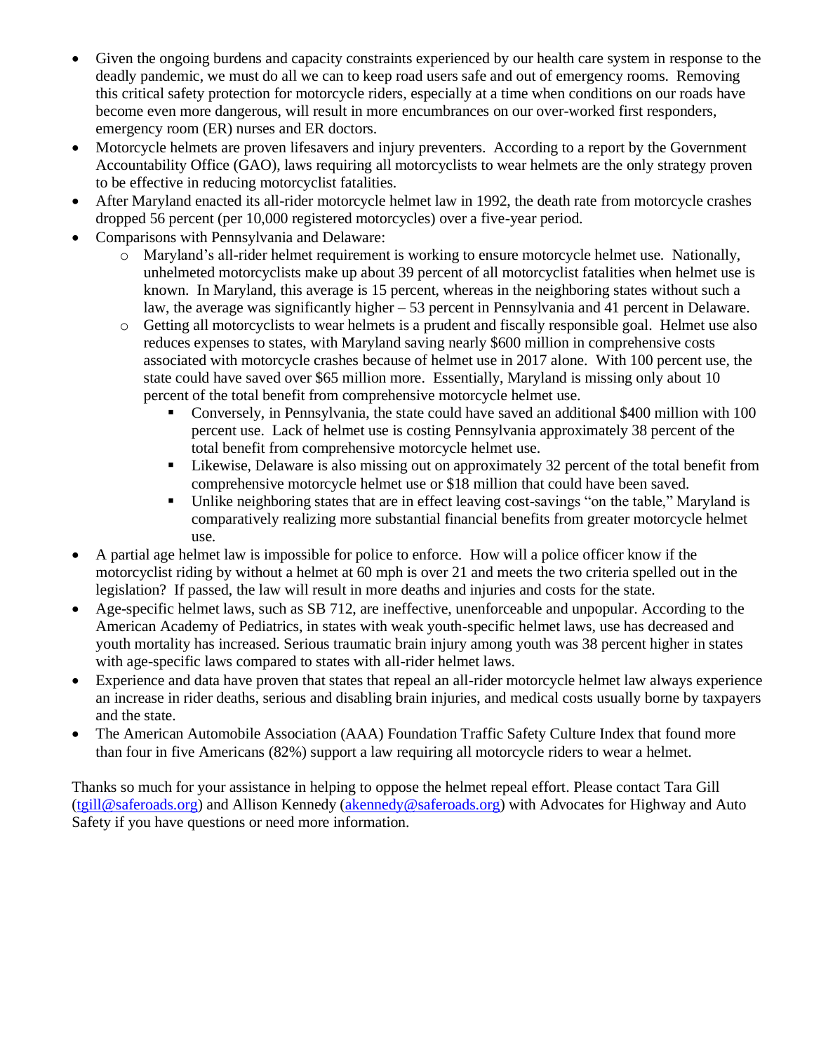- Given the ongoing burdens and capacity constraints experienced by our health care system in response to the deadly pandemic, we must do all we can to keep road users safe and out of emergency rooms. Removing this critical safety protection for motorcycle riders, especially at a time when conditions on our roads have become even more dangerous, will result in more encumbrances on our over-worked first responders, emergency room (ER) nurses and ER doctors.
- Motorcycle helmets are proven lifesavers and injury preventers. According to a report by the Government Accountability Office (GAO), laws requiring all motorcyclists to wear helmets are the only strategy proven to be effective in reducing motorcyclist fatalities.
- After Maryland enacted its all-rider motorcycle helmet law in 1992, the death rate from motorcycle crashes dropped 56 percent (per 10,000 registered motorcycles) over a five-year period.
- Comparisons with Pennsylvania and Delaware:
  - Maryland's all-rider helmet requirement is working to ensure motorcycle helmet use. Nationally, unhelmeted motorcyclists make up about 39 percent of all motorcyclist fatalities when helmet use is known. In Maryland, this average is 15 percent, whereas in the neighboring states without such a law, the average was significantly higher – 53 percent in Pennsylvania and 41 percent in Delaware.
  - Getting all motorcyclists to wear helmets is a prudent and fiscally responsible goal. Helmet use also reduces expenses to states, with Maryland saving nearly $600 million in comprehensive costs associated with motorcycle crashes because of helmet use in 2017 alone. With 100 percent use, the state could have saved over $65 million more. Essentially, Maryland is missing only about 10 percent of the total benefit from comprehensive motorcycle helmet use.
    - Conversely, in Pennsylvania, the state could have saved an additional $400 million with 100 percent use. Lack of helmet use is costing Pennsylvania approximately 38 percent of the total benefit from comprehensive motorcycle helmet use.
    - Likewise, Delaware is also missing out on approximately 32 percent of the total benefit from comprehensive motorcycle helmet use or $18 million that could have been saved.
    - Unlike neighboring states that are in effect leaving cost-savings "on the table," Maryland is comparatively realizing more substantial financial benefits from greater motorcycle helmet use.
- A partial age helmet law is impossible for police to enforce. How will a police officer know if the motorcyclist riding by without a helmet at 60 mph is over 21 and meets the two criteria spelled out in the legislation? If passed, the law will result in more deaths and injuries and costs for the state.
- Age-specific helmet laws, such as SB 712, are ineffective, unenforceable and unpopular. According to the American Academy of Pediatrics, in states with weak youth-specific helmet laws, use has decreased and youth mortality has increased. Serious traumatic brain injury among youth was 38 percent higher in states with age-specific laws compared to states with all-rider helmet laws.
- Experience and data have proven that states that repeal an all-rider motorcycle helmet law always experience an increase in rider deaths, serious and disabling brain injuries, and medical costs usually borne by taxpayers and the state.
- The American Automobile Association (AAA) Foundation Traffic Safety Culture Index that found more than four in five Americans (82%) support a law requiring all motorcycle riders to wear a helmet.

Thanks so much for your assistance in helping to oppose the helmet repeal effort. Please contact Tara Gill (tgill@saferoads.org) and Allison Kennedy (akennedy@saferoads.org) with Advocates for Highway and Auto Safety if you have questions or need more information.